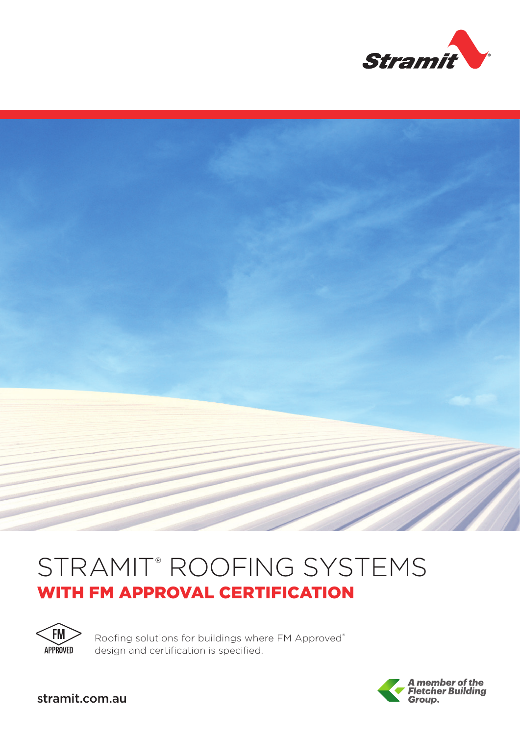Stramit®

# STRAMIT® ROOFING SYSTEMS

## WITH FM APPROVAL CERTIFICATION

FM APPROVED

Roofing solutions for buildings where FM Approved® design and certification is specified.

stramit.com.au

*A member of the Fletcher Building Group.*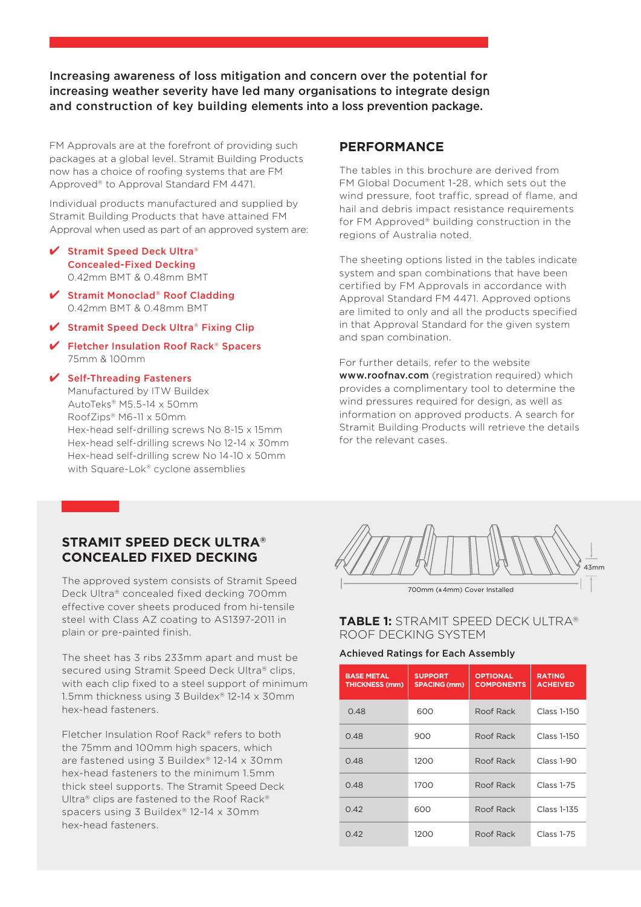**Increasing awareness of loss mitigation and concern over the potential for increasing weather severity have led many organisations to integrate design and construction of key building elements into a loss prevention package.**

FM Approvals are at the forefront of providing such packages at a global level. Stramit Building Products now has a choice of roofing systems that are FM Approved® to Approval Standard FM 4471.

Individual products manufactured and supplied by Stramit Building Products that have attained FM Approval when used as part of an approved system are:

- ✔ **Stramit Speed Deck Ultra® Concealed-Fixed Decking**
  0.42mm BMT & 0.48mm BMT
- ✔ **Stramit Monoclad® Roof Cladding**
  0.42mm BMT & 0.48mm BMT
- ✔ **Stramit Speed Deck Ultra® Fixing Clip**
- ✔ **Fletcher Insulation Roof Rack® Spacers**
  75mm & 100mm
- ✔ **Self-Threading Fasteners**
  Manufactured by ITW Buildex
  AutoTeks® M5.5-14 x 50mm
  RoofZips® M6-11 x 50mm
  Hex-head self-drilling screws No 8-15 x 15mm
  Hex-head self-drilling screws No 12-14 x 30mm
  Hex-head self-drilling screw No 14-10 x 50mm
  with Square-Lok® cyclone assemblies

## PERFORMANCE

The tables in this brochure are derived from FM Global Document 1-28, which sets out the wind pressure, foot traffic, spread of flame, and hail and debris impact resistance requirements for FM Approved® building construction in the regions of Australia noted.

The sheeting options listed in the tables indicate system and span combinations that have been certified by FM Approvals in accordance with Approval Standard FM 4471. Approved options are limited to only and all the products specified in that Approval Standard for the given system and span combination.

For further details, refer to the website **www.roofnav.com** (registration required) which provides a complimentary tool to determine the wind pressures required for design, as well as information on approved products. A search for Stramit Building Products will retrieve the details for the relevant cases.

## STRAMIT SPEED DECK ULTRA® CONCEALED FIXED DECKING

The approved system consists of Stramit Speed Deck Ultra® concealed fixed decking 700mm effective cover sheets produced from hi-tensile steel with Class AZ coating to AS1397-2011 in plain or pre-painted finish.

The sheet has 3 ribs 233mm apart and must be secured using Stramit Speed Deck Ultra® clips, with each clip fixed to a steel support of minimum 1.5mm thickness using 3 Buildex® 12-14 x 30mm hex-head fasteners.

Fletcher Insulation Roof Rack® refers to both the 75mm and 100mm high spacers, which are fastened using 3 Buildex® 12-14 x 30mm hex-head fasteners to the minimum 1.5mm thick steel supports. The Stramit Speed Deck Ultra® clips are fastened to the Roof Rack® spacers using 3 Buildex® 12-14 x 30mm hex-head fasteners.

43mm

700mm (±4mm) Cover Installed

### TABLE 1: STRAMIT SPEED DECK ULTRA® ROOF DECKING SYSTEM

**Achieved Ratings for Each Assembly**

| BASE METAL THICKNESS (mm) | SUPPORT SPACING (mm) | OPTIONAL COMPONENTS | RATING ACHEIVED |
|---|---|---|---|
| 0.48 | 600 | Roof Rack | Class 1-150 |
| 0.48 | 900 | Roof Rack | Class 1-150 |
| 0.48 | 1200 | Roof Rack | Class 1-90 |
| 0.48 | 1700 | Roof Rack | Class 1-75 |
| 0.42 | 600 | Roof Rack | Class 1-135 |
| 0.42 | 1200 | Roof Rack | Class 1-75 |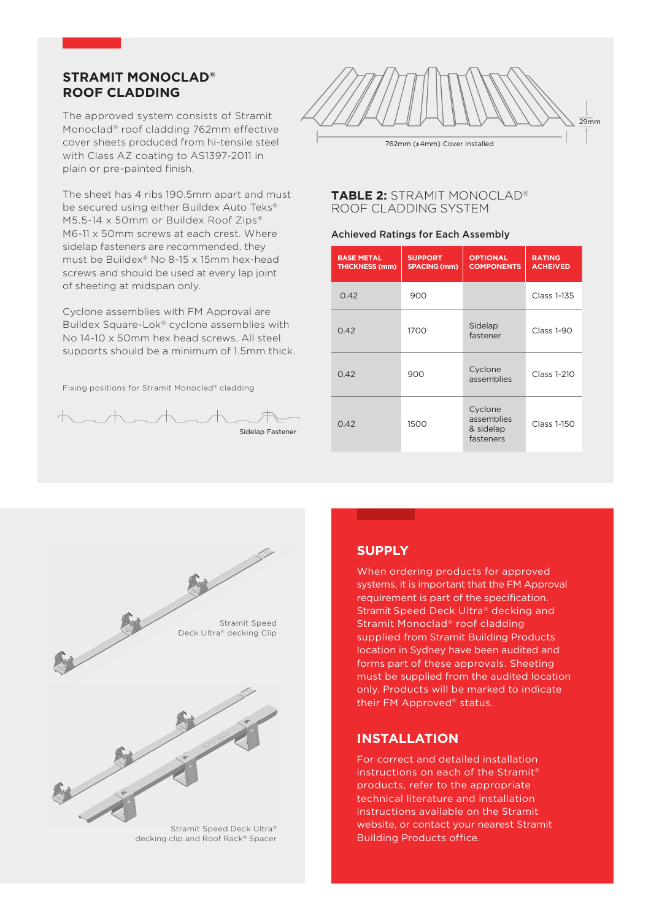## STRAMIT MONOCLAD® ROOF CLADDING

The approved system consists of Stramit Monoclad® roof cladding 762mm effective cover sheets produced from hi-tensile steel with Class AZ coating to AS1397-2011 in plain or pre-painted finish.

The sheet has 4 ribs 190.5mm apart and must be secured using either Buildex Auto Teks® M5.5-14 x 50mm or Buildex Roof Zips® M6-11 x 50mm screws at each crest. Where sidelap fasteners are recommended, they must be Buildex® No 8-15 x 15mm hex-head screws and should be used at every lap joint of sheeting at midspan only.

Cyclone assemblies with FM Approval are Buildex Square-Lok® cyclone assemblies with No 14-10 x 50mm hex head screws. All steel supports should be a minimum of 1.5mm thick.

Fixing positions for Stramit Monoclad® cladding

Sidelap Fastener

762mm (±4mm) Cover Installed

29mm

### TABLE 2: STRAMIT MONOCLAD® ROOF CLADDING SYSTEM

**Achieved Ratings for Each Assembly**

| BASE METAL THICKNESS (mm) | SUPPORT SPACING (mm) | OPTIONAL COMPONENTS | RATING ACHEIVED |
|---|---|---|---|
| 0.42 | 900 | | Class 1-135 |
| 0.42 | 1700 | Sidelap fastener | Class 1-90 |
| 0.42 | 900 | Cyclone assemblies | Class 1-210 |
| 0.42 | 1500 | Cyclone assemblies & sidelap fasteners | Class 1-150 |

Stramit Speed Deck Ultra® decking Clip

Stramit Speed Deck Ultra® decking clip and Roof Rack® Spacer

## SUPPLY

When ordering products for approved systems, it is important that the FM Approval requirement is part of the specification. Stramit Speed Deck Ultra® decking and Stramit Monoclad® roof cladding supplied from Stramit Building Products location in Sydney have been audited and forms part of these approvals. Sheeting must be supplied from the audited location only. Products will be marked to indicate their FM Approved® status.

## INSTALLATION

For correct and detailed installation instructions on each of the Stramit® products, refer to the appropriate technical literature and installation instructions available on the Stramit website, or contact your nearest Stramit Building Products office.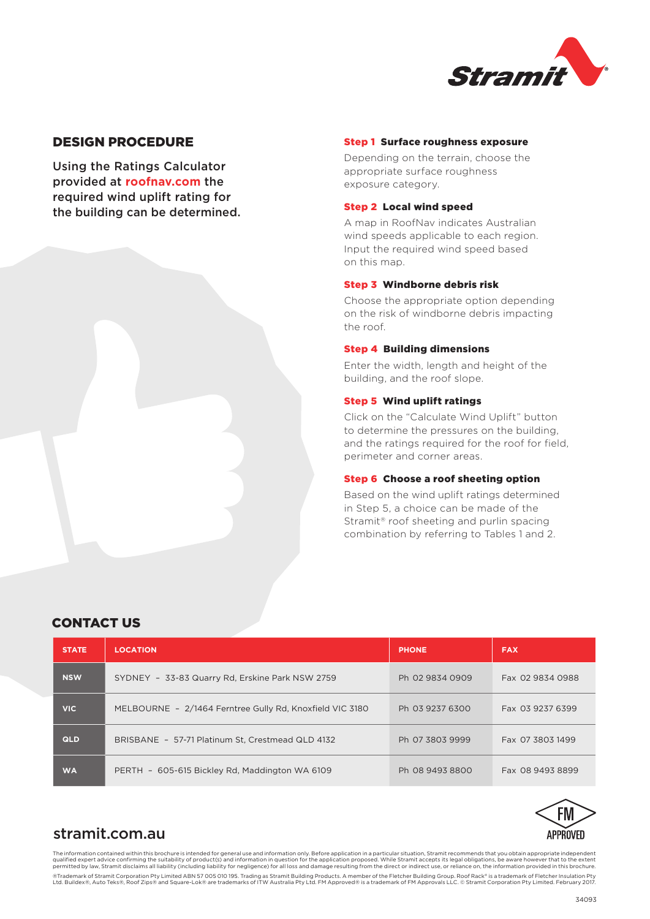## DESIGN PROCEDURE

Using the Ratings Calculator provided at **roofnav.com** the required wind uplift rating for the building can be determined.

**Step 1 Surface roughness exposure**

Depending on the terrain, choose the appropriate surface roughness exposure category.

**Step 2 Local wind speed**

A map in RoofNav indicates Australian wind speeds applicable to each region. Input the required wind speed based on this map.

**Step 3 Windborne debris risk**

Choose the appropriate option depending on the risk of windborne debris impacting the roof.

**Step 4 Building dimensions**

Enter the width, length and height of the building, and the roof slope.

**Step 5 Wind uplift ratings**

Click on the "Calculate Wind Uplift" button to determine the pressures on the building, and the ratings required for the roof for field, perimeter and corner areas.

**Step 6 Choose a roof sheeting option**

Based on the wind uplift ratings determined in Step 5, a choice can be made of the Stramit® roof sheeting and purlin spacing combination by referring to Tables 1 and 2.

## CONTACT US

| STATE | LOCATION | PHONE | FAX |
|---|---|---|---|
| NSW | SYDNEY - 33-83 Quarry Rd, Erskine Park NSW 2759 | Ph 02 9834 0909 | Fax 02 9834 0988 |
| VIC | MELBOURNE - 2/1464 Ferntree Gully Rd, Knoxfield VIC 3180 | Ph 03 9237 6300 | Fax 03 9237 6399 |
| QLD | BRISBANE - 57-71 Platinum St, Crestmead QLD 4132 | Ph 07 3803 9999 | Fax 07 3803 1499 |
| WA | PERTH - 605-615 Bickley Rd, Maddington WA 6109 | Ph 08 9493 8800 | Fax 08 9493 8899 |

stramit.com.au

The information contained within this brochure is intended for general use and information only. Before application in a particular situation, Stramit recommends that you obtain appropriate independent qualified expert advice confirming the suitability of product(s) and information in question for the application proposed. While Stramit accepts its legal obligations, be aware however that to the extent permitted by law, Stramit disclaims all liability (including liability for negligence) for all loss and damage resulting from the direct or indirect use, or reliance on, the information provided in this brochure.

®Trademark of Stramit Corporation Pty Limited ABN 57 005 010 195. Trading as Stramit Building Products. A member of the Fletcher Building Group. Roof Rack® is a trademark of Fletcher Insulation Pty Ltd. Buildex®, Auto Teks®, Roof Zips® and Square-Lok® are trademarks of ITW Australia Pty Ltd. FM Approved® is a trademark of FM Approvals LLC. © Stramit Corporation Pty Limited. February 2017.

34093